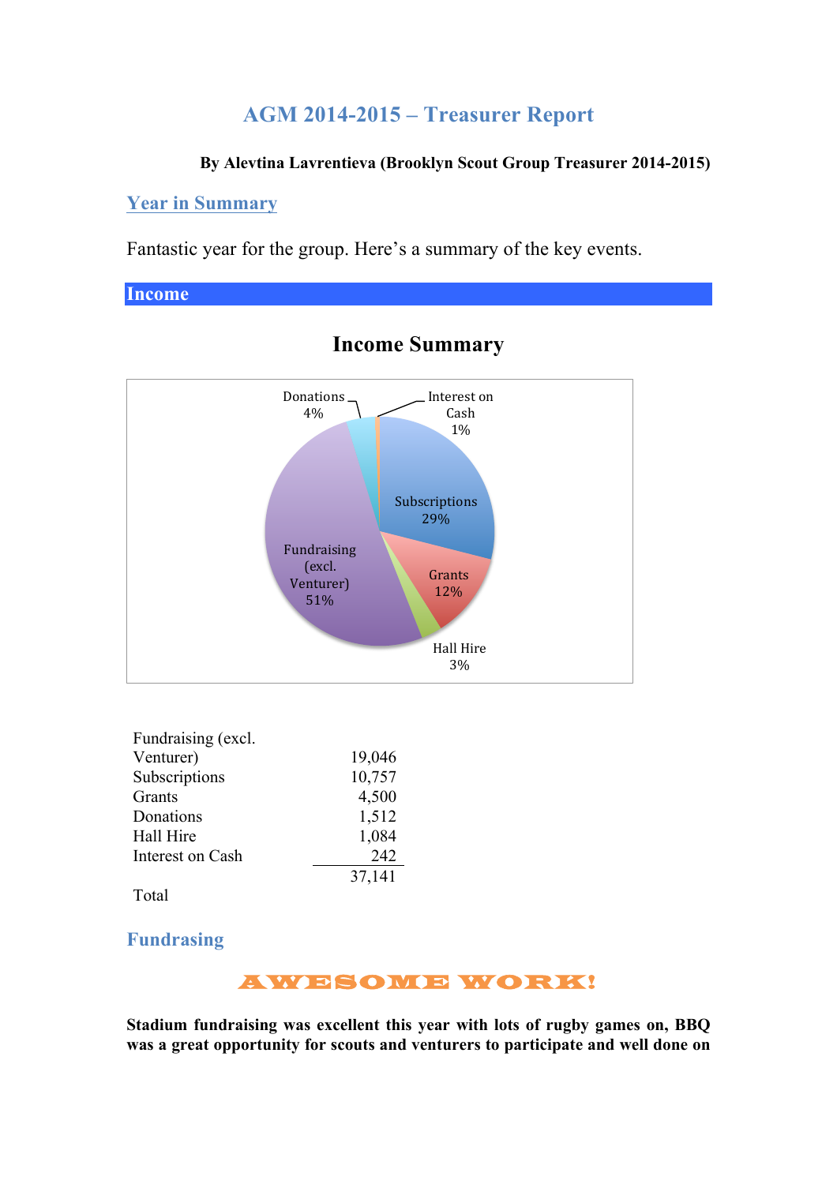# AGM 2014-2015 – Treasurer Report

**By Alevtina Lavrentieva (Brooklyn Scout Group Treasurer 2014-2015)**

## Year in Summary

Fantastic year for the group. Here's a summary of the key events.

## Income

### Income Summary

| | |
|---|---|
| Fundraising (excl. Venturer) | 19,046 |
| Subscriptions | 10,757 |
| Grants | 4,500 |
| Donations | 1,512 |
| Hall Hire | 1,084 |
| Interest on Cash | 242 |
| Total | 37,141 |

## Fundrasing

**AWESOME WORK!**

**Stadium fundraising was excellent this year with lots of rugby games on, BBQ was a great opportunity for scouts and venturers to participate and well done on**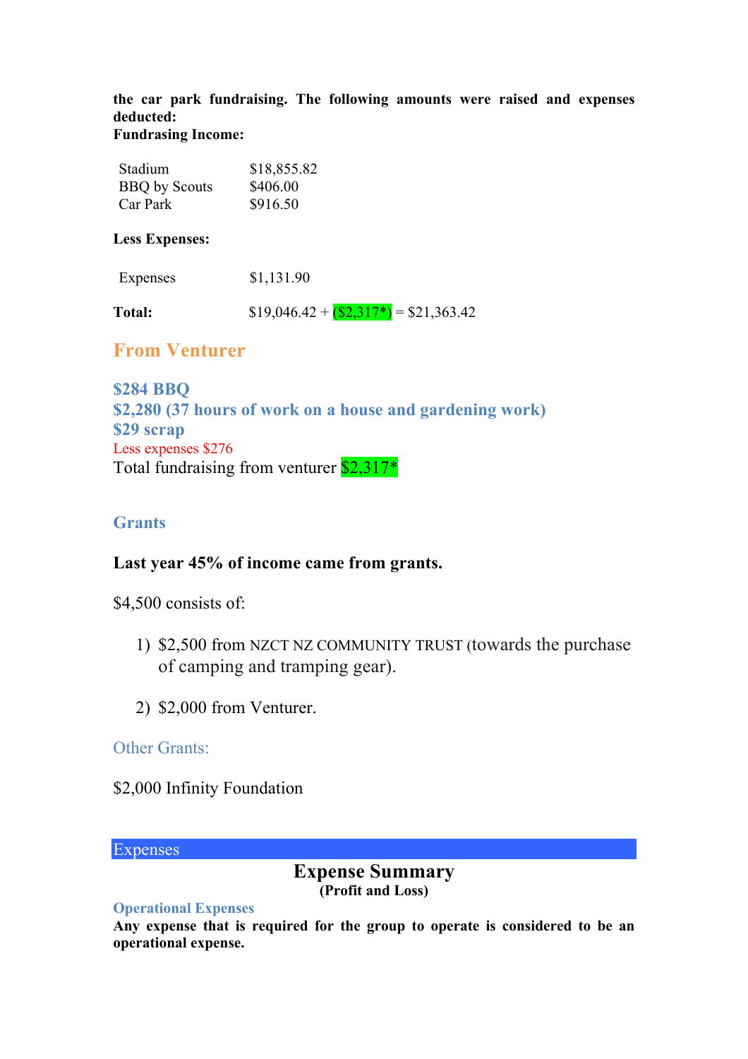**the car park fundraising. The following amounts were raised and expenses deducted:**

**Fundrasing Income:**

| | |
|---|---|
| Stadium | $18,855.82 |
| BBQ by Scouts | $406.00 |
| Car Park | $916.50 |

**Less Expenses:**

| | |
|---|---|
| Expenses | $1,131.90 |

**Total:** $19,046.42 + ($2,317*) = $21,363.42

## From Venturer

**$284 BBQ**
**$2,280 (37 hours of work on a house and gardening work)**
**$29 scrap**
Less expenses $276
Total fundraising from venturer $2,317*

## Grants

**Last year 45% of income came from grants.**

$4,500 consists of:

1) $2,500 from NZCT NZ COMMUNITY TRUST (towards the purchase of camping and tramping gear).

2) $2,000 from Venturer.

### Other Grants:

$2,000 Infinity Foundation

## Expenses

### Expense Summary
**(Profit and Loss)**

#### Operational Expenses

**Any expense that is required for the group to operate is considered to be an operational expense.**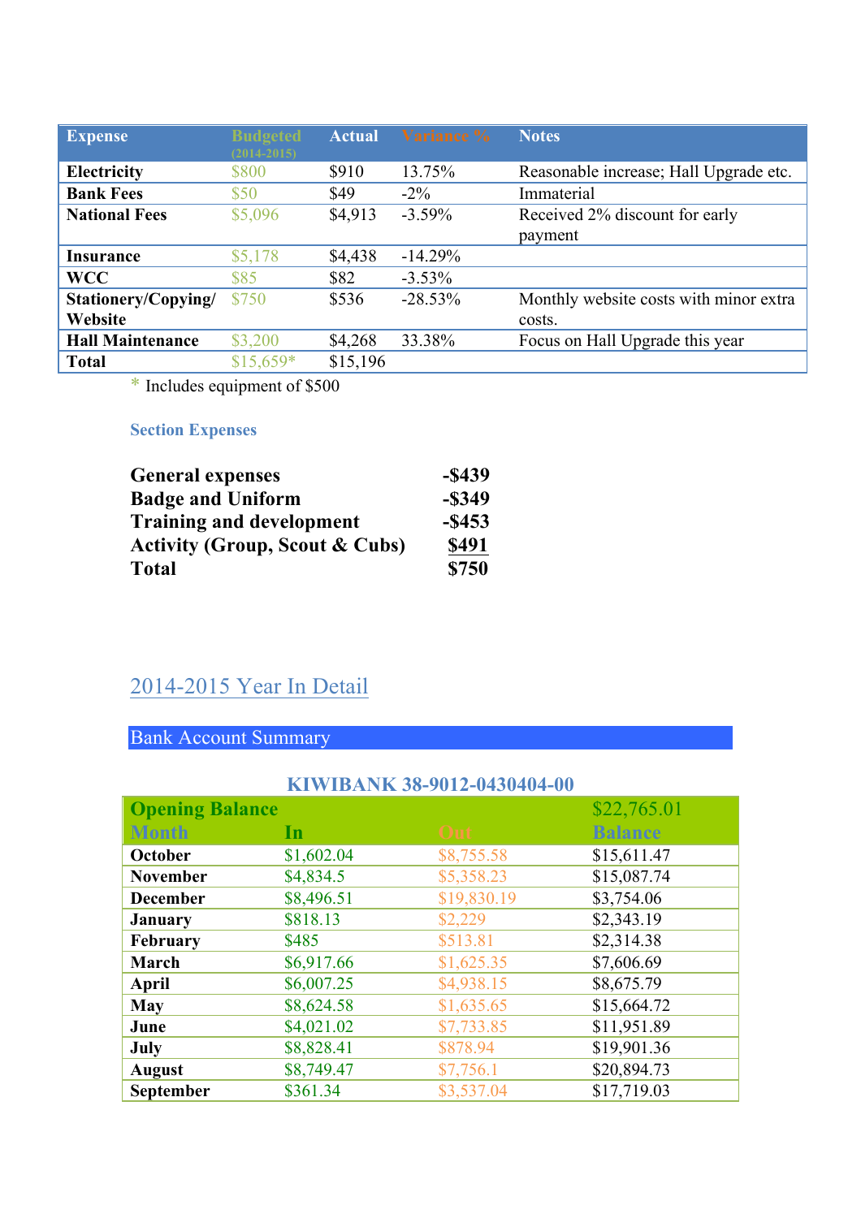| Expense | Budgeted (2014-2015) | Actual | Variance % | Notes |
|---|---|---|---|---|
| **Electricity** | $800 | $910 | 13.75% | Reasonable increase; Hall Upgrade etc. |
| **Bank Fees** | $50 | $49 | -2% | Immaterial |
| **National Fees** | $5,096 | $4,913 | -3.59% | Received 2% discount for early payment |
| **Insurance** | $5,178 | $4,438 | -14.29% | |
| **WCC** | $85 | $82 | -3.53% | |
| **Stationery/Copying/ Website** | $750 | $536 | -28.53% | Monthly website costs with minor extra costs. |
| **Hall Maintenance** | $3,200 | $4,268 | 33.38% | Focus on Hall Upgrade this year |
| **Total** | $15,659* | $15,196 | | |

\* Includes equipment of $500

### Section Expenses

| | |
|---|---|
| **General expenses** | **-$439** |
| **Badge and Uniform** | **-$349** |
| **Training and development** | **-$453** |
| **Activity (Group, Scout & Cubs)** | **$491** |
| **Total** | **$750** |

## 2014-2015 Year In Detail

### Bank Account Summary

**KIWIBANK 38-9012-0430404-00**

| Opening Balance | | | $22,765.01 |
|---|---|---|---|
| **Month** | **In** | **Out** | **Balance** |
| **October** | $1,602.04 | $8,755.58 | $15,611.47 |
| **November** | $4,834.5 | $5,358.23 | $15,087.74 |
| **December** | $8,496.51 | $19,830.19 | $3,754.06 |
| **January** | $818.13 | $2,229 | $2,343.19 |
| **February** | $485 | $513.81 | $2,314.38 |
| **March** | $6,917.66 | $1,625.35 | $7,606.69 |
| **April** | $6,007.25 | $4,938.15 | $8,675.79 |
| **May** | $8,624.58 | $1,635.65 | $15,664.72 |
| **June** | $4,021.02 | $7,733.85 | $11,951.89 |
| **July** | $8,828.41 | $878.94 | $19,901.36 |
| **August** | $8,749.47 | $7,756.1 | $20,894.73 |
| **September** | $361.34 | $3,537.04 | $17,719.03 |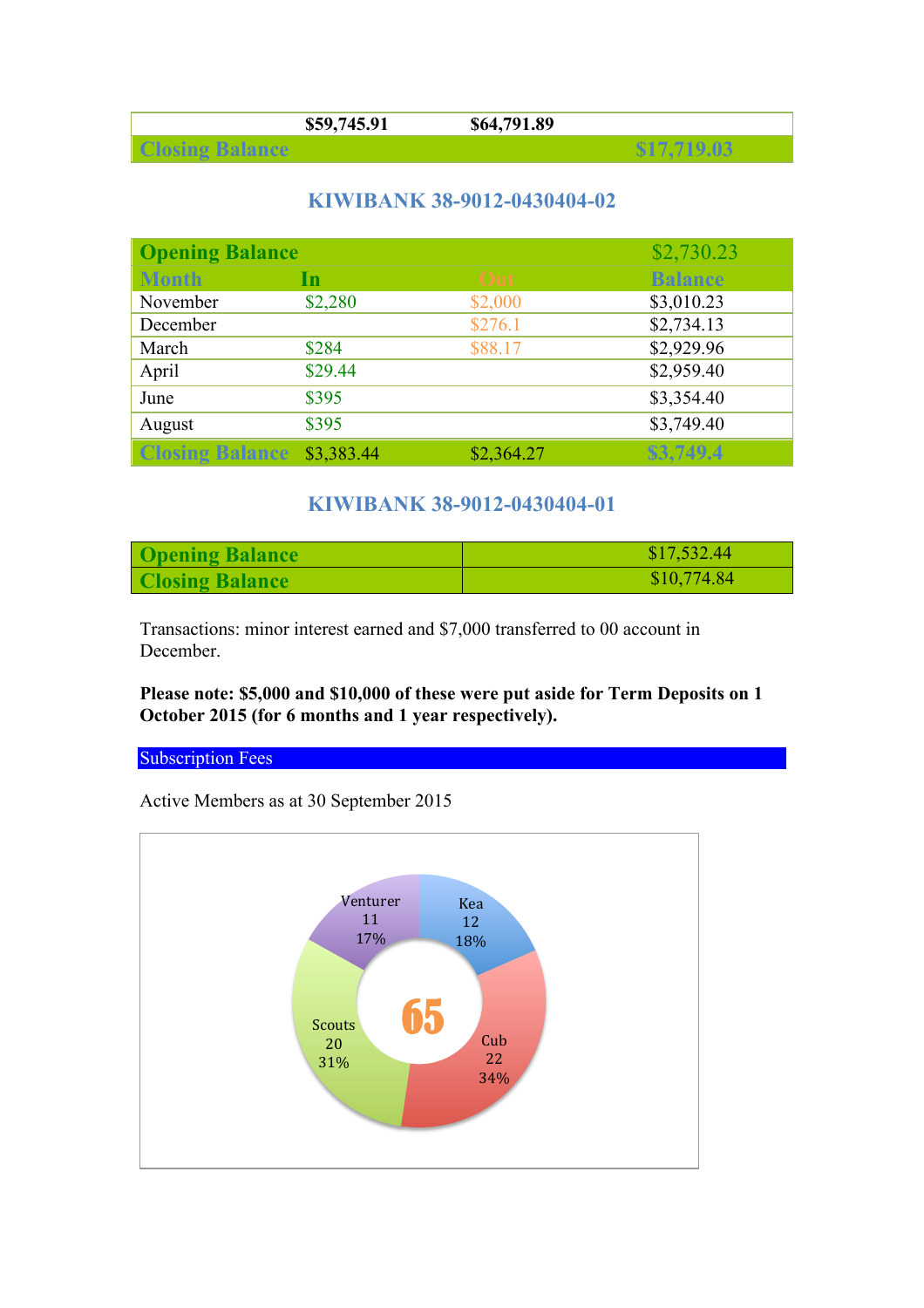| | $59,745.91 | $64,791.89 | |
|---|---|---|---|
| Closing Balance | | | $17,719.03 |

## KIWIBANK 38-9012-0430404-02

| Opening Balance | | | $2,730.23 |
|---|---|---|---|
| Month | In | Out | Balance |
| November | $2,280 | $2,000 | $3,010.23 |
| December | | $276.1 | $2,734.13 |
| March | $284 | $88.17 | $2,929.96 |
| April | $29.44 | | $2,959.40 |
| June | $395 | | $3,354.40 |
| August | $395 | | $3,749.40 |
| Closing Balance | $3,383.44 | $2,364.27 | $3,749.4 |

## KIWIBANK 38-9012-0430404-01

| Opening Balance | $17,532.44 |
|---|---|
| Closing Balance | $10,774.84 |

Transactions: minor interest earned and $7,000 transferred to 00 account in December.

**Please note: $5,000 and $10,000 of these were put aside for Term Deposits on 1 October 2015 (for 6 months and 1 year respectively).**

## Subscription Fees

Active Members as at 30 September 2015

| Section | Members | Percentage |
|---|---|---|
| Kea | 12 | 18% |
| Cub | 22 | 34% |
| Scouts | 20 | 31% |
| Venturer | 11 | 17% |
| Total | 65 | |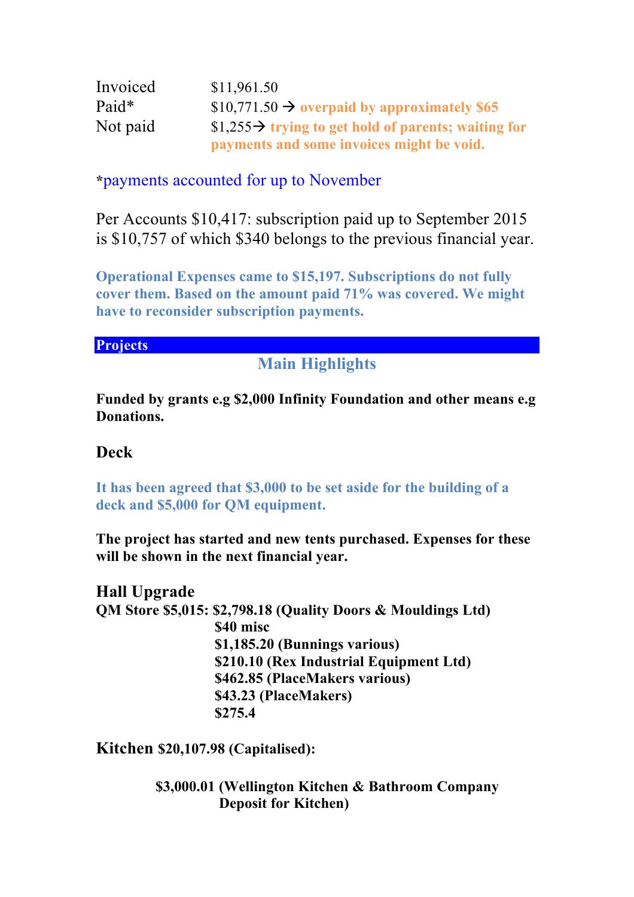| | |
|---|---|
| Invoiced | $11,961.50 |
| Paid* | $10,771.50 → **overpaid by approximately $65** |
| Not paid | $1,255→ **trying to get hold of parents; waiting for payments and some invoices might be void.** |

***payments accounted for up to November**

Per Accounts $10,417: subscription paid up to September 2015 is $10,757 of which $340 belongs to the previous financial year.

**Operational Expenses came to $15,197. Subscriptions do not fully cover them. Based on the amount paid 71% was covered. We might have to reconsider subscription payments.**

## Projects

### Main Highlights

**Funded by grants e.g $2,000 Infinity Foundation and other means e.g Donations.**

### Deck

**It has been agreed that $3,000 to be set aside for the building of a deck and $5,000 for QM equipment.**

**The project has started and new tents purchased. Expenses for these will be shown in the next financial year.**

### Hall Upgrade

**QM Store $5,015: $2,798.18 (Quality Doors & Mouldings Ltd)**
**$40 misc**
**$1,185.20 (Bunnings various)**
**$210.10 (Rex Industrial Equipment Ltd)**
**$462.85 (PlaceMakers various)**
**$43.23 (PlaceMakers)**
**$275.4**

### Kitchen $20,107.98 (Capitalised):

**$3,000.01 (Wellington Kitchen & Bathroom Company Deposit for Kitchen)**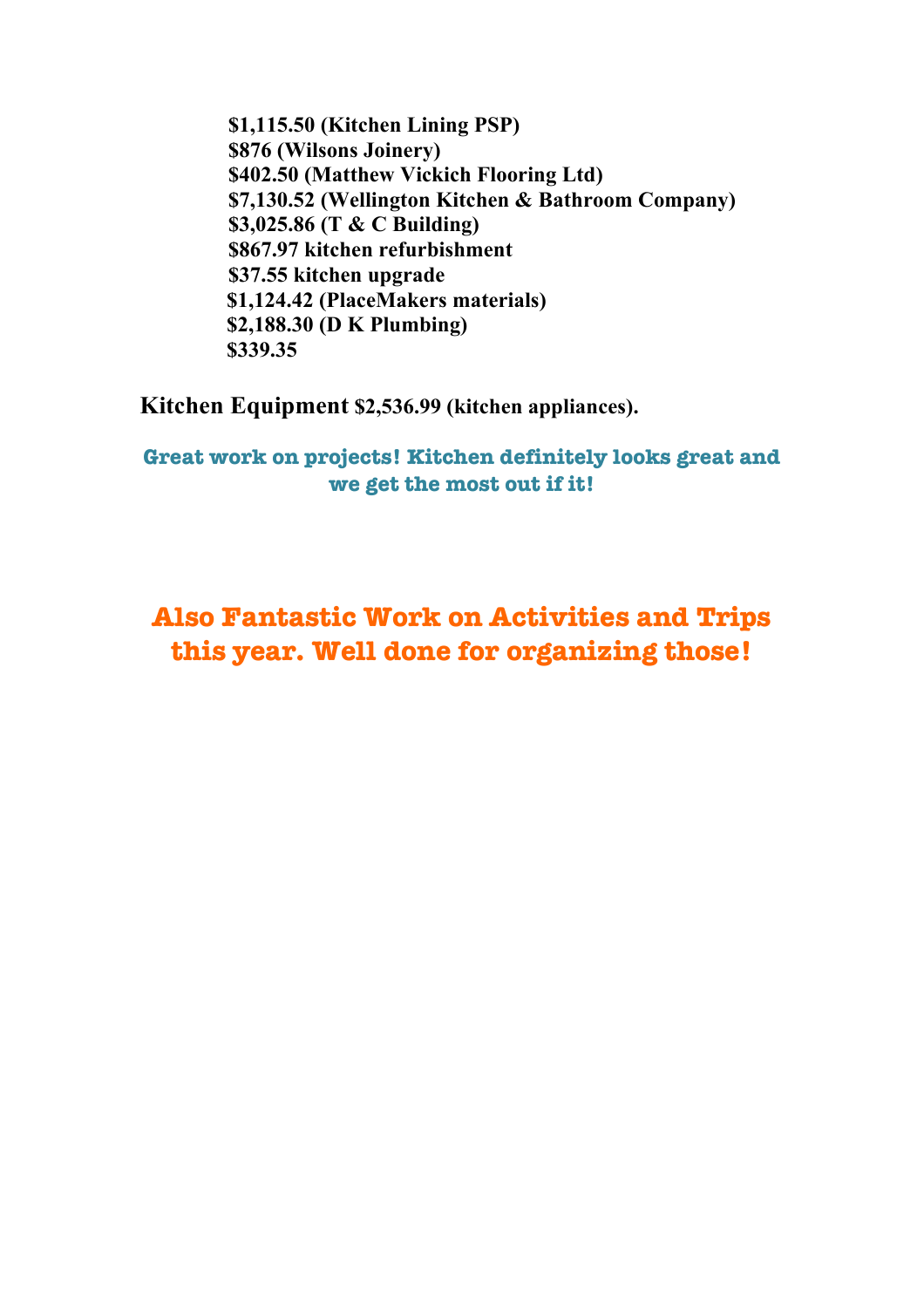**$1,115.50 (Kitchen Lining PSP)**
**$876 (Wilsons Joinery)**
**$402.50 (Matthew Vickich Flooring Ltd)**
**$7,130.52 (Wellington Kitchen & Bathroom Company)**
**$3,025.86 (T & C Building)**
**$867.97 kitchen refurbishment**
**$37.55 kitchen upgrade**
**$1,124.42 (PlaceMakers materials)**
**$2,188.30 (D K Plumbing)**
**$339.35**

**Kitchen Equipment $2,536.99 (kitchen appliances).**

**Great work on projects! Kitchen definitely looks great and we get the most out if it!**

**Also Fantastic Work on Activities and Trips this year. Well done for organizing those!**